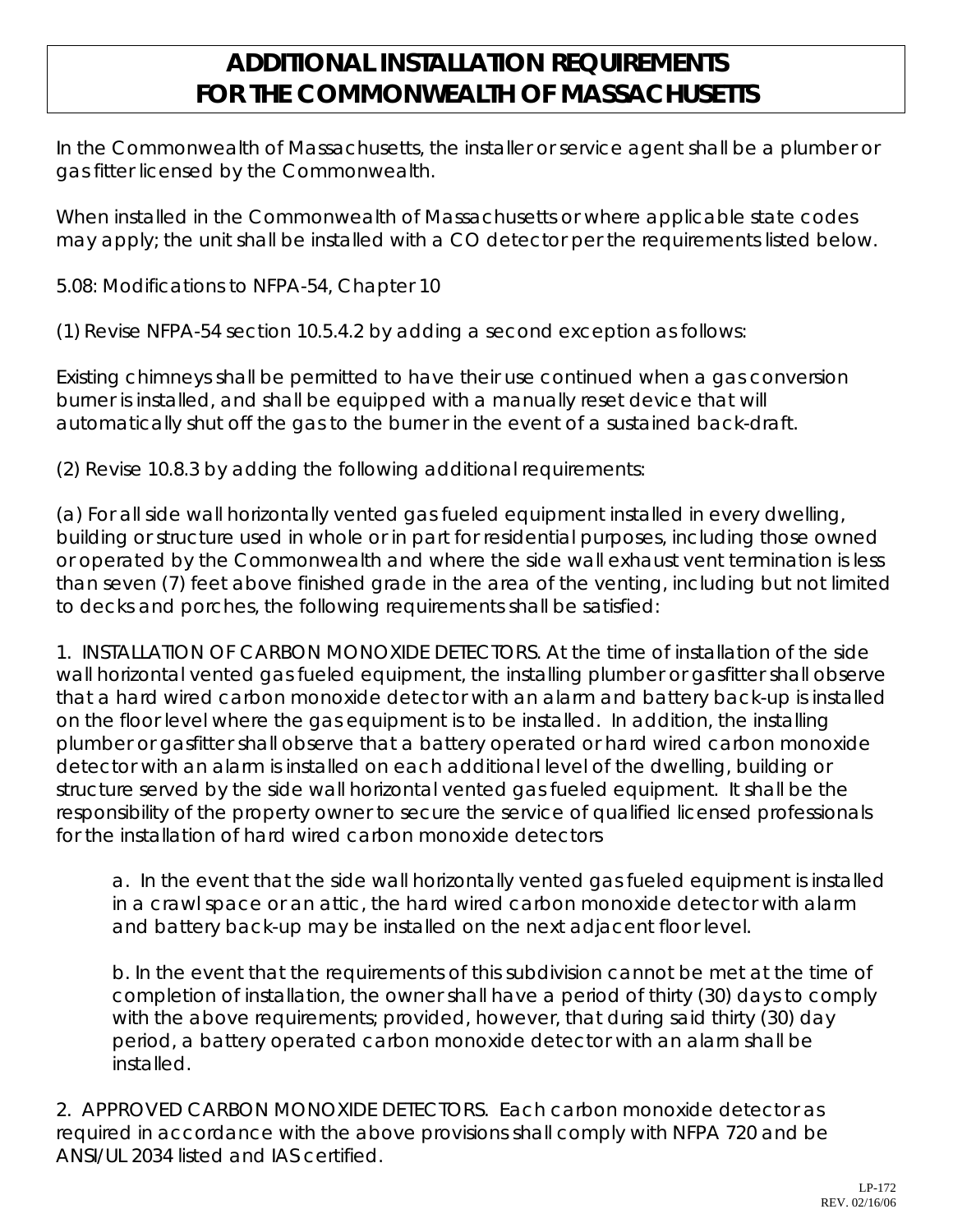# ADDITIONAL INSTALLATION REQUIREMENTS FOR THE COMMONWEALTH OF MASSACHUSETTS

In the Commonwealth of Massachusetts, the installer or service agent shall be a plumber or gas fitter licensed by the Commonwealth.

When installed in the Commonwealth of Massachusetts or where applicable state codes may apply; the unit shall be installed with a CO detector per the requirements listed below.

5.08: Modifications to NFPA-54, Chapter 10

(1) Revise NFPA-54 section 10.5.4.2 by adding a second exception as follows:

Existing chimneys shall be permitted to have their use continued when a gas conversion burner is installed, and shall be equipped with a manually reset device that will automatically shut off the gas to the burner in the event of a sustained back-draft.

(2) Revise 10.8.3 by adding the following additional requirements:

(a) For all side wall horizontally vented gas fueled equipment installed in every dwelling, building or structure used in whole or in part for residential purposes, including those owned or operated by the Commonwealth and where the side wall exhaust vent termination is less than seven (7) feet above finished grade in the area of the venting, including but not limited to decks and porches, the following requirements shall be satisfied:

1. INSTALLATION OF CARBON MONOXIDE DETECTORS. At the time of installation of the side wall horizontal vented gas fueled equipment, the installing plumber or gasfitter shall observe that a hard wired carbon monoxide detector with an alarm and battery back-up is installed on the floor level where the gas equipment is to be installed. In addition, the installing plumber or gasfitter shall observe that a battery operated or hard wired carbon monoxide detector with an alarm is installed on each additional level of the dwelling, building or structure served by the side wall horizontal vented gas fueled equipment. It shall be the responsibility of the property owner to secure the service of qualified licensed professionals for the installation of hard wired carbon monoxide detectors

   a. In the event that the side wall horizontally vented gas fueled equipment is installed in a crawl space or an attic, the hard wired carbon monoxide detector with alarm and battery back-up may be installed on the next adjacent floor level.

   b. In the event that the requirements of this subdivision cannot be met at the time of completion of installation, the owner shall have a period of thirty (30) days to comply with the above requirements; provided, however, that during said thirty (30) day period, a battery operated carbon monoxide detector with an alarm shall be installed.

2. APPROVED CARBON MONOXIDE DETECTORS. Each carbon monoxide detector as required in accordance with the above provisions shall comply with NFPA 720 and be ANSI/UL 2034 listed and IAS certified.

LP-172
REV. 02/16/06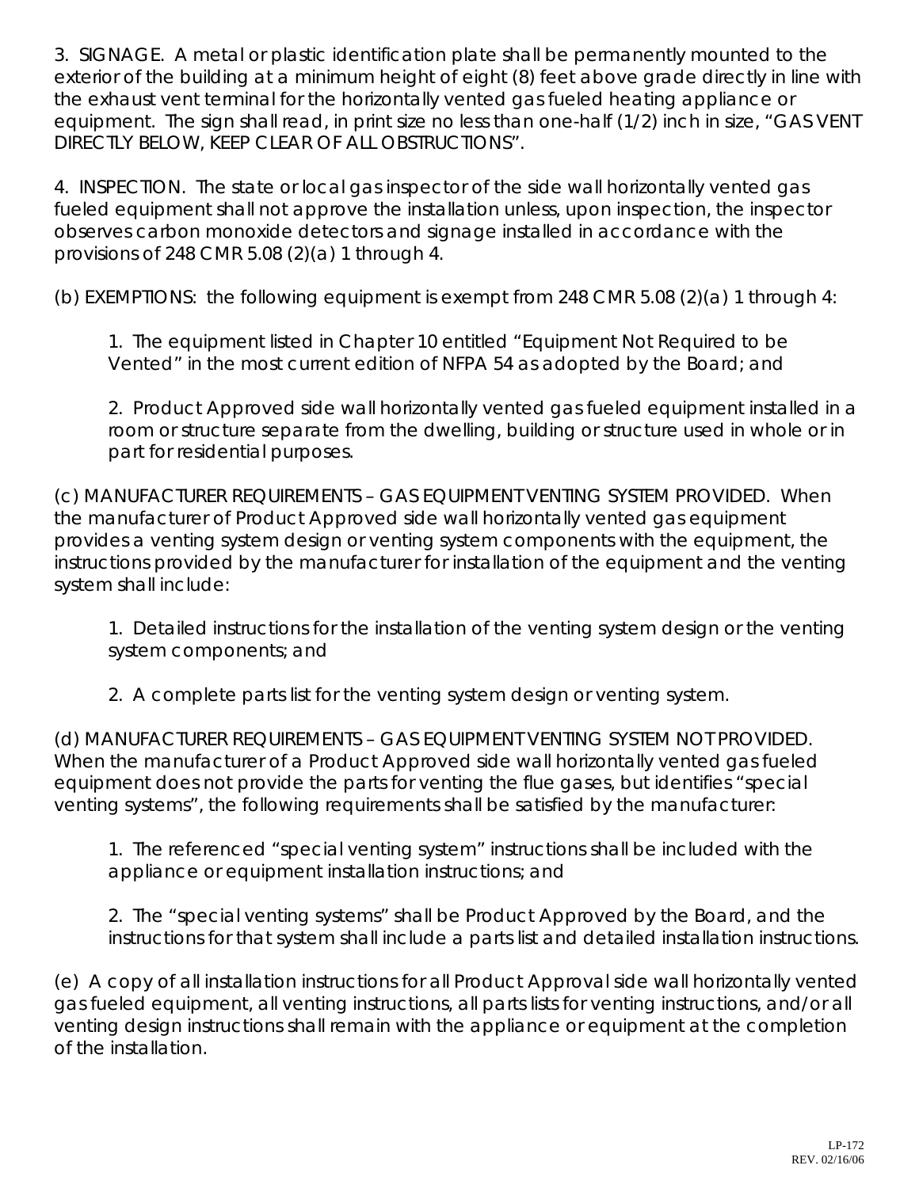3. SIGNAGE. A metal or plastic identification plate shall be permanently mounted to the exterior of the building at a minimum height of eight (8) feet above grade directly in line with the exhaust vent terminal for the horizontally vented gas fueled heating appliance or equipment. The sign shall read, in print size no less than one-half (1/2) inch in size, "GAS VENT DIRECTLY BELOW, KEEP CLEAR OF ALL OBSTRUCTIONS".

4. INSPECTION. The state or local gas inspector of the side wall horizontally vented gas fueled equipment shall not approve the installation unless, upon inspection, the inspector observes carbon monoxide detectors and signage installed in accordance with the provisions of 248 CMR 5.08 (2)(a) 1 through 4.

(b) EXEMPTIONS: the following equipment is exempt from 248 CMR 5.08 (2)(a) 1 through 4:

1. The equipment listed in Chapter 10 entitled "Equipment Not Required to be Vented" in the most current edition of NFPA 54 as adopted by the Board; and

2. Product Approved side wall horizontally vented gas fueled equipment installed in a room or structure separate from the dwelling, building or structure used in whole or in part for residential purposes.

(c) MANUFACTURER REQUIREMENTS – GAS EQUIPMENT VENTING SYSTEM PROVIDED. When the manufacturer of Product Approved side wall horizontally vented gas equipment provides a venting system design or venting system components with the equipment, the instructions provided by the manufacturer for installation of the equipment and the venting system shall include:

1. Detailed instructions for the installation of the venting system design or the venting system components; and

2. A complete parts list for the venting system design or venting system.

(d) MANUFACTURER REQUIREMENTS – GAS EQUIPMENT VENTING SYSTEM NOT PROVIDED. When the manufacturer of a Product Approved side wall horizontally vented gas fueled equipment does not provide the parts for venting the flue gases, but identifies "special venting systems", the following requirements shall be satisfied by the manufacturer:

1. The referenced "special venting system" instructions shall be included with the appliance or equipment installation instructions; and

2. The "special venting systems" shall be Product Approved by the Board, and the instructions for that system shall include a parts list and detailed installation instructions.

(e) A copy of all installation instructions for all Product Approval side wall horizontally vented gas fueled equipment, all venting instructions, all parts lists for venting instructions, and/or all venting design instructions shall remain with the appliance or equipment at the completion of the installation.

LP-172
REV. 02/16/06